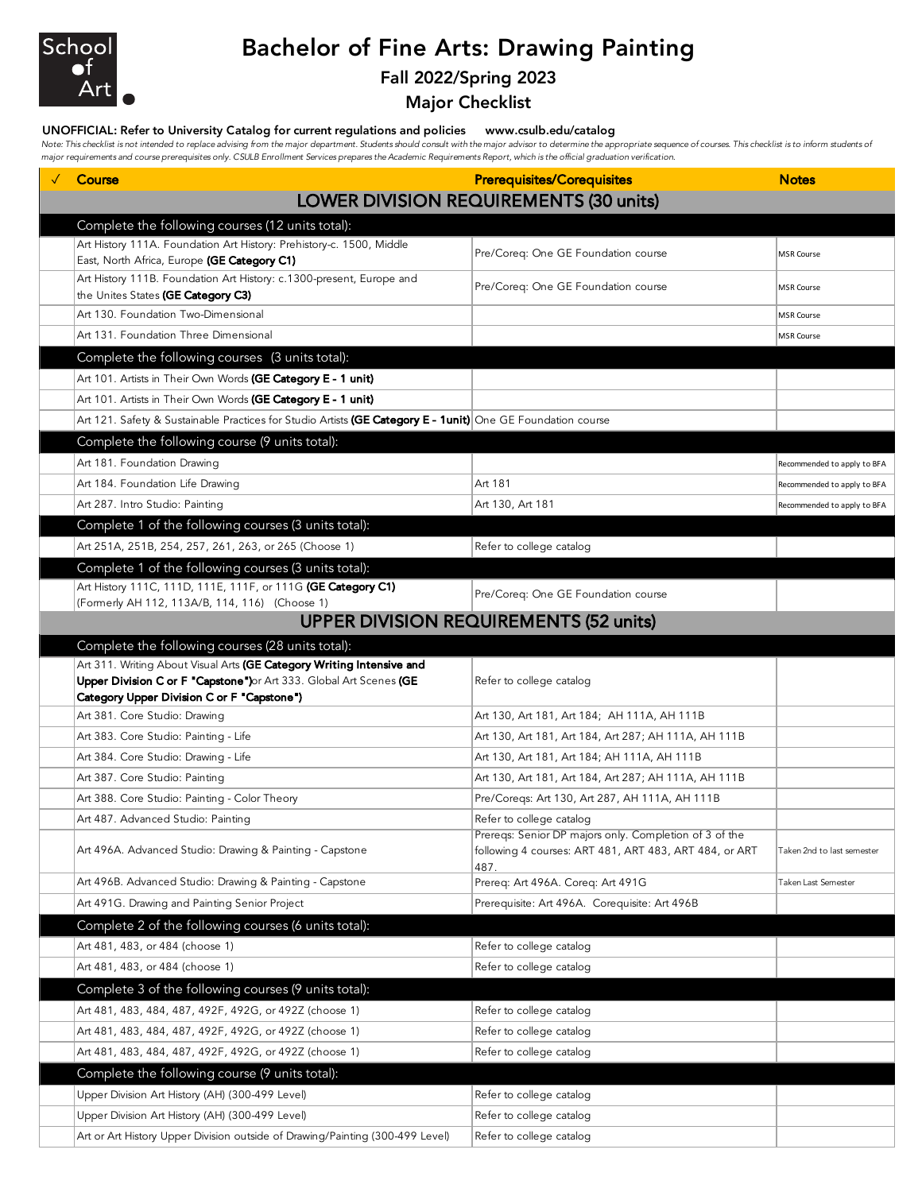School of Art

# Bachelor of Fine Arts: Drawing Painting

## Fall 2022/Spring 2023

## Major Checklist

**UNOFFICIAL: Refer to University Catalog for current regulations and policies    www.csulb.edu/catalog**

*Note: This checklist is not intended to replace advising from the major department. Students should consult with the major advisor to determine the appropriate sequence of courses. This checklist is to inform students of major requirements and course prerequisites only. CSULB Enrollment Services prepares the Academic Requirements Report, which is the official graduation verification.*

| ✓ | Course | Prerequisites/Corequisites | Notes |
|---|---|---|---|
| | **LOWER DIVISION REQUIREMENTS (30 units)** | | |
| | Complete the following courses (12 units total): | | |
| | Art History 111A. Foundation Art History: Prehistory-c. 1500, Middle East, North Africa, Europe **(GE Category C1)** | Pre/Coreq: One GE Foundation course | MSR Course |
| | Art History 111B. Foundation Art History: c.1300-present, Europe and the Unites States **(GE Category C3)** | Pre/Coreq: One GE Foundation course | MSR Course |
| | Art 130. Foundation Two-Dimensional | | MSR Course |
| | Art 131. Foundation Three Dimensional | | MSR Course |
| | Complete the following courses (3 units total): | | |
| | Art 101. Artists in Their Own Words **(GE Category E - 1 unit)** | | |
| | Art 101. Artists in Their Own Words **(GE Category E - 1 unit)** | | |
| | Art 121. Safety & Sustainable Practices for Studio Artists **(GE Category E - 1unit)** | One GE Foundation course | |
| | Complete the following course (9 units total): | | |
| | Art 181. Foundation Drawing | | Recommended to apply to BFA |
| | Art 184. Foundation Life Drawing | Art 181 | Recommended to apply to BFA |
| | Art 287. Intro Studio: Painting | Art 130, Art 181 | Recommended to apply to BFA |
| | Complete 1 of the following courses (3 units total): | | |
| | Art 251A, 251B, 254, 257, 261, 263, or 265 (Choose 1) | Refer to college catalog | |
| | Complete 1 of the following courses (3 units total): | | |
| | Art History 111C, 111D, 111E, 111F, or 111G **(GE Category C1)** (Formerly AH 112, 113A/B, 114, 116) (Choose 1) | Pre/Coreq: One GE Foundation course | |
| | **UPPER DIVISION REQUIREMENTS (52 units)** | | |
| | Complete the following courses (28 units total): | | |
| | Art 311. Writing About Visual Arts **(GE Category Writing Intensive and Upper Division C or F "Capstone")** or Art 333. Global Art Scenes **(GE Category Upper Division C or F "Capstone")** | Refer to college catalog | |
| | Art 381. Core Studio: Drawing | Art 130, Art 181, Art 184; AH 111A, AH 111B | |
| | Art 383. Core Studio: Painting - Life | Art 130, Art 181, Art 184, Art 287; AH 111A, AH 111B | |
| | Art 384. Core Studio: Drawing - Life | Art 130, Art 181, Art 184; AH 111A, AH 111B | |
| | Art 387. Core Studio: Painting | Art 130, Art 181, Art 184, Art 287; AH 111A, AH 111B | |
| | Art 388. Core Studio: Painting - Color Theory | Pre/Coreqs: Art 130, Art 287, AH 111A, AH 111B | |
| | Art 487. Advanced Studio: Painting | Refer to college catalog | |
| | Art 496A. Advanced Studio: Drawing & Painting - Capstone | Prereqs: Senior DP majors only. Completion of 3 of the following 4 courses: ART 481, ART 483, ART 484, or ART 487. | Taken 2nd to last semester |
| | Art 496B. Advanced Studio: Drawing & Painting - Capstone | Prereq: Art 496A. Coreq: Art 491G | Taken Last Semester |
| | Art 491G. Drawing and Painting Senior Project | Prerequisite: Art 496A. Corequisite: Art 496B | |
| | Complete 2 of the following courses (6 units total): | | |
| | Art 481, 483, or 484 (choose 1) | Refer to college catalog | |
| | Art 481, 483, or 484 (choose 1) | Refer to college catalog | |
| | Complete 3 of the following courses (9 units total): | | |
| | Art 481, 483, 484, 487, 492F, 492G, or 492Z (choose 1) | Refer to college catalog | |
| | Art 481, 483, 484, 487, 492F, 492G, or 492Z (choose 1) | Refer to college catalog | |
| | Art 481, 483, 484, 487, 492F, 492G, or 492Z (choose 1) | Refer to college catalog | |
| | Complete the following course (9 units total): | | |
| | Upper Division Art History (AH) (300-499 Level) | Refer to college catalog | |
| | Upper Division Art History (AH) (300-499 Level) | Refer to college catalog | |
| | Art or Art History Upper Division outside of Drawing/Painting (300-499 Level) | Refer to college catalog | |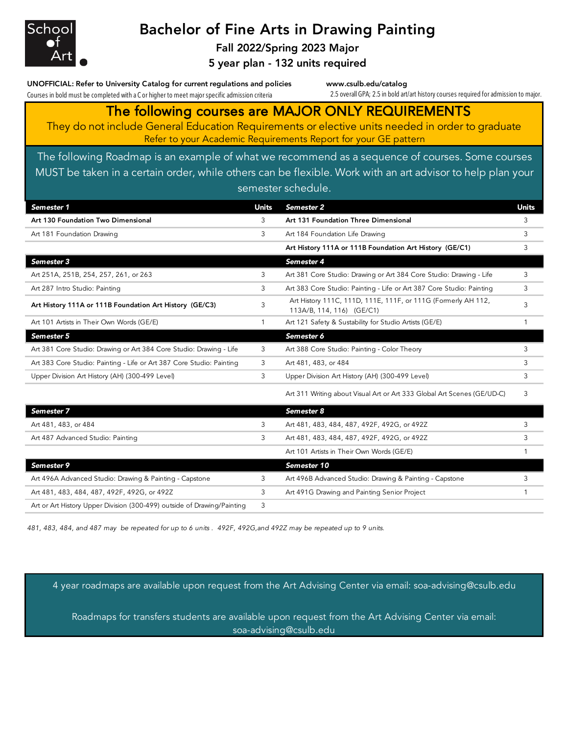School of Art

# Bachelor of Fine Arts in Drawing Painting

## Fall 2022/Spring 2023 Major

## 5 year plan - 132 units required

**UNOFFICIAL: Refer to University Catalog for current regulations and policies**
Courses in bold must be completed with a C or higher to meet major specific admission criteria

**www.csulb.edu/catalog**
2.5 overall GPA; 2.5 in bold art/art history courses required for admission to major.

## The following courses are MAJOR ONLY REQUIREMENTS

They do not include General Education Requirements or elective units needed in order to graduate
Refer to your Academic Requirements Report for your GE pattern

The following Roadmap is an example of what we recommend as a sequence of courses. Some courses MUST be taken in a certain order, while others can be flexible. Work with an art advisor to help plan your semester schedule.

| *Semester 1* | Units | *Semester 2* | Units |
|---|---|---|---|
| **Art 130 Foundation Two Dimensional** | 3 | **Art 131 Foundation Three Dimensional** | 3 |
| Art 181 Foundation Drawing | 3 | Art 184 Foundation Life Drawing | 3 |
| | | **Art History 111A or 111B Foundation Art History (GE/C1)** | 3 |
| ***Semester 3*** | | ***Semester 4*** | |
| Art 251A, 251B, 254, 257, 261, or 263 | 3 | Art 381 Core Studio: Drawing or Art 384 Core Studio: Drawing - Life | 3 |
| Art 287 Intro Studio: Painting | 3 | Art 383 Core Studio: Painting - Life or Art 387 Core Studio: Painting | 3 |
| **Art History 111A or 111B Foundation Art History (GE/C3)** | 3 | Art History 111C, 111D, 111E, 111F, or 111G (Formerly AH 112, 113A/B, 114, 116) (GE/C1) | 3 |
| Art 101 Artists in Their Own Words (GE/E) | 1 | Art 121 Safety & Sustability for Studio Artists (GE/E) | 1 |
| ***Semester 5*** | | ***Semester 6*** | |
| Art 381 Core Studio: Drawing or Art 384 Core Studio: Drawing - Life | 3 | Art 388 Core Studio: Painting - Color Theory | 3 |
| Art 383 Core Studio: Painting - Life or Art 387 Core Studio: Painting | 3 | Art 481, 483, or 484 | 3 |
| Upper Division Art History (AH) (300-499 Level) | 3 | Upper Division Art History (AH) (300-499 Level) | 3 |
| | | Art 311 Writing about Visual Art or Art 333 Global Art Scenes (GE/UD-C) | 3 |
| ***Semester 7*** | | ***Semester 8*** | |
| Art 481, 483, or 484 | 3 | Art 481, 483, 484, 487, 492F, 492G, or 492Z | 3 |
| Art 487 Advanced Studio: Painting | 3 | Art 481, 483, 484, 487, 492F, 492G, or 492Z | 3 |
| | | Art 101 Artists in Their Own Words (GE/E) | 1 |
| ***Semester 9*** | | ***Semester 10*** | |
| Art 496A Advanced Studio: Drawing & Painting - Capstone | 3 | Art 496B Advanced Studio: Drawing & Painting - Capstone | 3 |
| Art 481, 483, 484, 487, 492F, 492G, or 492Z | 3 | Art 491G Drawing and Painting Senior Project | 1 |
| Art or Art History Upper Division (300-499) outside of Drawing/Painting | 3 | | |

*481, 483, 484, and 487 may be repeated for up to 6 units . 492F, 492G,and 492Z may be repeated up to 9 units.*

4 year roadmaps are available upon request from the Art Advising Center via email: soa-advising@csulb.edu

Roadmaps for transfers students are available upon request from the Art Advising Center via email: soa-advising@csulb.edu